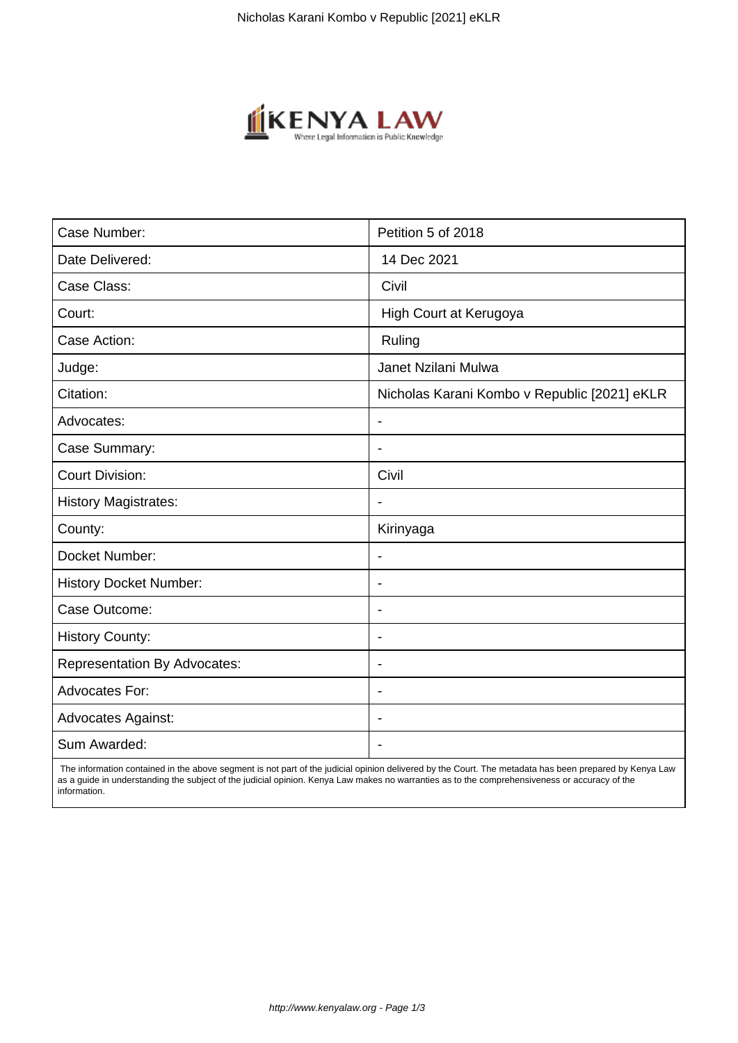| Case Number: | Petition 5 of 2018 |
| --- | --- |
| Date Delivered: | 14 Dec 2021 |
| Case Class: | Civil |
| Court: | High Court at Kerugoya |
| Case Action: | Ruling |
| Judge: | Janet Nzilani Mulwa |
| Citation: | Nicholas Karani Kombo v Republic [2021] eKLR |
| Advocates: | - |
| Case Summary: | - |
| Court Division: | Civil |
| History Magistrates: | - |
| County: | Kirinyaga |
| Docket Number: | - |
| History Docket Number: | - |
| Case Outcome: | - |
| History County: | - |
| Representation By Advocates: | - |
| Advocates For: | - |
| Advocates Against: | - |
| Sum Awarded: | - |

The information contained in the above segment is not part of the judicial opinion delivered by the Court. The metadata has been prepared by Kenya Law as a guide in understanding the subject of the judicial opinion. Kenya Law makes no warranties as to the comprehensiveness or accuracy of the information.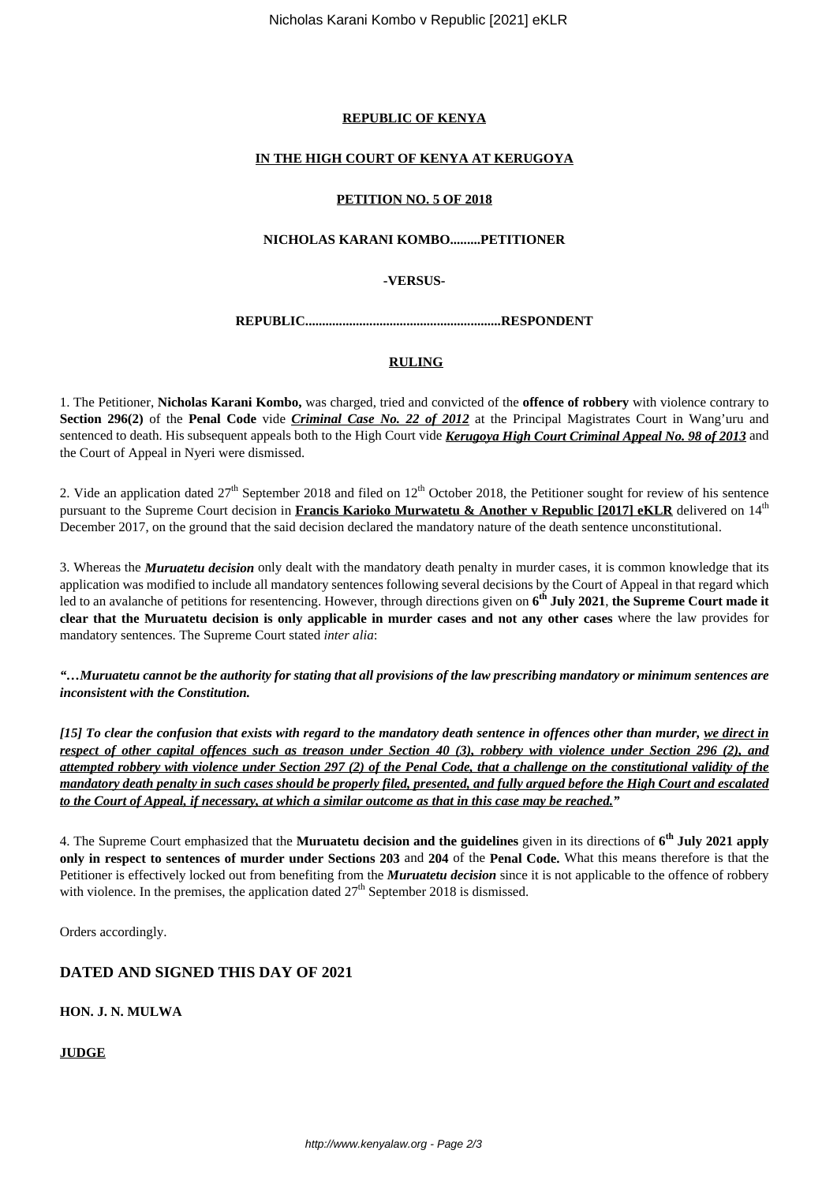**REPUBLIC OF KENYA**

**IN THE HIGH COURT OF KENYA AT KERUGOYA**

**PETITION NO. 5 OF 2018**

**NICHOLAS KARANI KOMBO.........PETITIONER**

**-VERSUS-**

**REPUBLIC..........................................................RESPONDENT**

**RULING**

1. The Petitioner, **Nicholas Karani Kombo,** was charged, tried and convicted of the **offence of robbery** with violence contrary to **Section 296(2)** of the **Penal Code** vide ***Criminal Case No. 22 of 2012*** at the Principal Magistrates Court in Wang'uru and sentenced to death. His subsequent appeals both to the High Court vide ***Kerugoya High Court Criminal Appeal No. 98 of 2013*** and the Court of Appeal in Nyeri were dismissed.

2. Vide an application dated 27th September 2018 and filed on 12th October 2018, the Petitioner sought for review of his sentence pursuant to the Supreme Court decision in **Francis Karioko Murwatetu & Another v Republic [2017] eKLR** delivered on 14th December 2017, on the ground that the said decision declared the mandatory nature of the death sentence unconstitutional.

3. Whereas the ***Muruatetu decision*** only dealt with the mandatory death penalty in murder cases, it is common knowledge that its application was modified to include all mandatory sentences following several decisions by the Court of Appeal in that regard which led to an avalanche of petitions for resentencing. However, through directions given on **6th July 2021**, **the Supreme Court made it clear that the Muruatetu decision is only applicable in murder cases and not any other cases** where the law provides for mandatory sentences. The Supreme Court stated *inter alia*:

***"…Muruatetu cannot be the authority for stating that all provisions of the law prescribing mandatory or minimum sentences are inconsistent with the Constitution.***

***[15] To clear the confusion that exists with regard to the mandatory death sentence in offences other than murder, we direct in respect of other capital offences such as treason under Section 40 (3), robbery with violence under Section 296 (2), and attempted robbery with violence under Section 297 (2) of the Penal Code, that a challenge on the constitutional validity of the mandatory death penalty in such cases should be properly filed, presented, and fully argued before the High Court and escalated to the Court of Appeal, if necessary, at which a similar outcome as that in this case may be reached."***

4. The Supreme Court emphasized that the **Muruatetu decision and the guidelines** given in its directions of **6th July 2021 apply only in respect to sentences of murder under Sections 203** and **204** of the **Penal Code.** What this means therefore is that the Petitioner is effectively locked out from benefiting from the ***Muruatetu decision*** since it is not applicable to the offence of robbery with violence. In the premises, the application dated 27th September 2018 is dismissed.

Orders accordingly.

## DATED AND SIGNED THIS DAY OF 2021

**HON. J. N. MULWA**

**JUDGE**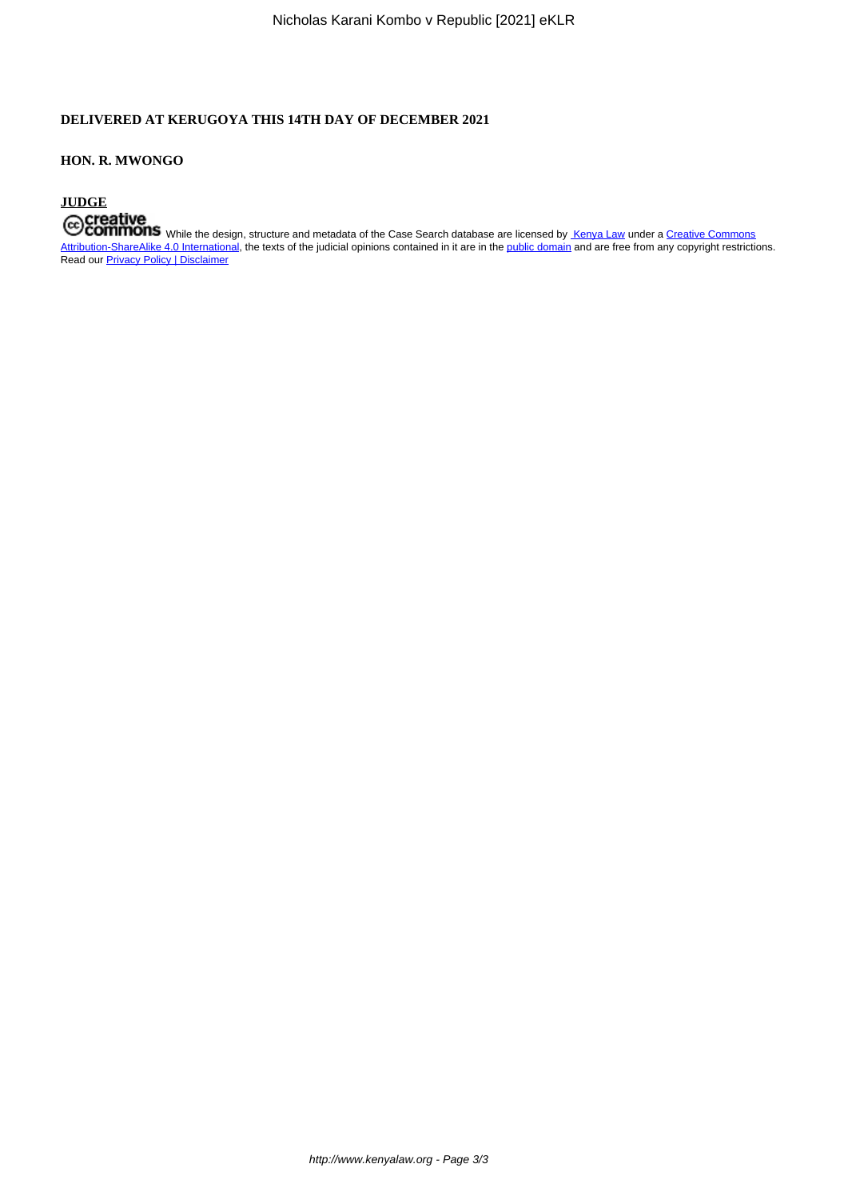**DELIVERED AT KERUGOYA THIS 14TH DAY OF DECEMBER 2021**

**HON. R. MWONGO**

**JUDGE**

While the design, structure and metadata of the Case Search database are licensed by Kenya Law under a Creative Commons Attribution-ShareAlike 4.0 International, the texts of the judicial opinions contained in it are in the public domain and are free from any copyright restrictions. Read our Privacy Policy | Disclaimer